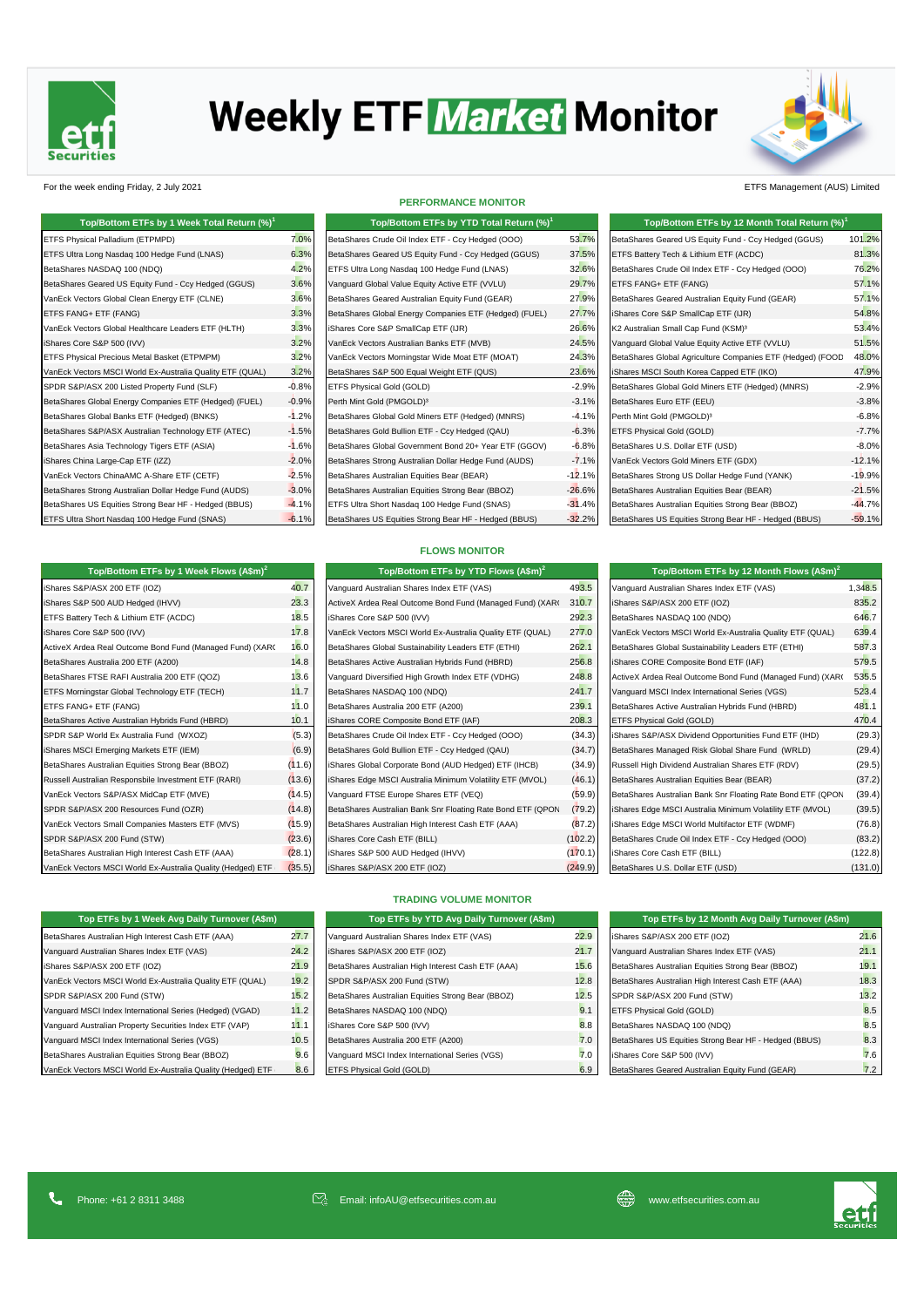# Weekly ETF Market Monitor

For the week ending Friday, 2 July 2021

ETFS Management (AUS) Limited

## PERFORMANCE MONITOR

| Top/Bottom ETFs by 1 Week Total Return (%)[1] | |
|---|---|
| ETFS Physical Palladium (ETPMPD) | 7.0% |
| ETFS Ultra Long Nasdaq 100 Hedge Fund (LNAS) | 6.3% |
| BetaShares NASDAQ 100 (NDQ) | 4.2% |
| BetaShares Geared US Equity Fund - Ccy Hedged (GGUS) | 3.6% |
| VanEck Vectors Global Clean Energy ETF (CLNE) | 3.6% |
| ETFS FANG+ ETF (FANG) | 3.3% |
| VanEck Vectors Global Healthcare Leaders ETF (HLTH) | 3.3% |
| iShares Core S&P 500 (IVV) | 3.2% |
| ETFS Physical Precious Metal Basket (ETPMPM) | 3.2% |
| VanEck Vectors MSCI World Ex-Australia Quality ETF (QUAL) | 3.2% |
| SPDR S&P/ASX 200 Listed Property Fund (SLF) | -0.8% |
| BetaShares Global Energy Companies ETF (Hedged) (FUEL) | -0.9% |
| BetaShares Global Banks ETF (Hedged) (BNKS) | -1.2% |
| BetaShares S&P/ASX Australian Technology ETF (ATEC) | -1.5% |
| BetaShares Asia Technology Tigers ETF (ASIA) | -1.6% |
| iShares China Large-Cap ETF (IZZ) | -2.0% |
| VanEck Vectors ChinaAMC A-Share ETF (CETF) | -2.5% |
| BetaShares Strong Australian Dollar Hedge Fund (AUDS) | -3.0% |
| BetaShares US Equities Strong Bear HF - Hedged (BBUS) | -4.1% |
| ETFS Ultra Short Nasdaq 100 Hedge Fund (SNAS) | -6.1% |

| Top/Bottom ETFs by YTD Total Return (%)[1] | |
|---|---|
| BetaShares Crude Oil Index ETF - Ccy Hedged (OOO) | 53.7% |
| BetaShares Geared US Equity Fund - Ccy Hedged (GGUS) | 37.5% |
| ETFS Ultra Long Nasdaq 100 Hedge Fund (LNAS) | 32.6% |
| Vanguard Global Value Equity Active ETF (VVLU) | 29.7% |
| BetaShares Geared Australian Equity Fund (GEAR) | 27.9% |
| BetaShares Global Energy Companies ETF (Hedged) (FUEL) | 27.7% |
| iShares Core S&P SmallCap ETF (IJR) | 26.6% |
| VanEck Vectors Australian Banks ETF (MVB) | 24.5% |
| VanEck Vectors Morningstar Wide Moat ETF (MOAT) | 24.3% |
| BetaShares S&P 500 Equal Weight ETF (QUS) | 23.6% |
| ETFS Physical Gold (GOLD) | -2.9% |
| Perth Mint Gold (PMGOLD)[3] | -3.1% |
| BetaShares Global Gold Miners ETF (Hedged) (MNRS) | -4.1% |
| BetaShares Gold Bullion ETF - Ccy Hedged (QAU) | -6.3% |
| BetaShares Global Government Bond 20+ Year ETF (GGOV) | -6.8% |
| BetaShares Strong Australian Dollar Hedge Fund (AUDS) | -7.1% |
| BetaShares Australian Equities Bear (BEAR) | -12.1% |
| BetaShares Australian Equities Strong Bear (BBOZ) | -26.6% |
| ETFS Ultra Short Nasdaq 100 Hedge Fund (SNAS) | -31.4% |
| BetaShares US Equities Strong Bear HF - Hedged (BBUS) | -32.2% |

| Top/Bottom ETFs by 12 Month Total Return (%)[1] | |
|---|---|
| BetaShares Geared US Equity Fund - Ccy Hedged (GGUS) | 101.2% |
| ETFS Battery Tech & Lithium ETF (ACDC) | 81.3% |
| BetaShares Crude Oil Index ETF - Ccy Hedged (OOO) | 76.2% |
| ETFS FANG+ ETF (FANG) | 57.1% |
| BetaShares Geared Australian Equity Fund (GEAR) | 57.1% |
| iShares Core S&P SmallCap ETF (IJR) | 54.8% |
| K2 Australian Small Cap Fund (KSM)[3] | 53.4% |
| Vanguard Global Value Equity Active ETF (VVLU) | 51.5% |
| BetaShares Global Agriculture Companies ETF (Hedged) (FOOD | 48.0% |
| iShares MSCI South Korea Capped ETF (IKO) | 47.9% |
| BetaShares Global Gold Miners ETF (Hedged) (MNRS) | -2.9% |
| BetaShares Euro ETF (EEU) | -3.8% |
| Perth Mint Gold (PMGOLD)[3] | -6.8% |
| ETFS Physical Gold (GOLD) | -7.7% |
| BetaShares U.S. Dollar ETF (USD) | -8.0% |
| VanEck Vectors Gold Miners ETF (GDX) | -12.1% |
| BetaShares Strong US Dollar Hedge Fund (YANK) | -19.9% |
| BetaShares Australian Equities Bear (BEAR) | -21.5% |
| BetaShares Australian Equities Strong Bear (BBOZ) | -44.7% |
| BetaShares US Equities Strong Bear HF - Hedged (BBUS) | -59.1% |

## FLOWS MONITOR

| Top/Bottom ETFs by 1 Week Flows (A$m)[2] | |
|---|---|
| iShares S&P/ASX 200 ETF (IOZ) | 40.7 |
| iShares S&P 500 AUD Hedged (IHVV) | 23.3 |
| ETFS Battery Tech & Lithium ETF (ACDC) | 18.5 |
| iShares Core S&P 500 (IVV) | 17.8 |
| ActiveX Ardea Real Outcome Bond Fund (Managed Fund) (XARO | 16.0 |
| BetaShares Australia 200 ETF (A200) | 14.8 |
| BetaShares FTSE RAFI Australia 200 ETF (QOZ) | 13.6 |
| ETFS Morningstar Global Technology ETF (TECH) | 11.7 |
| ETFS FANG+ ETF (FANG) | 11.0 |
| BetaShares Active Australian Hybrids Fund (HBRD) | 10.1 |
| SPDR S&P World Ex Australia Fund (WXOZ) | (5.3) |
| iShares MSCI Emerging Markets ETF (IEM) | (6.9) |
| BetaShares Australian Equities Strong Bear (BBOZ) | (11.6) |
| Russell Australian Responsbile Investment ETF (RARI) | (13.6) |
| VanEck Vectors S&P/ASX MidCap ETF (MVE) | (14.5) |
| SPDR S&P/ASX 200 Resources Fund (OZR) | (14.8) |
| VanEck Vectors Small Companies Masters ETF (MVS) | (15.9) |
| SPDR S&P/ASX 200 Fund (STW) | (23.6) |
| BetaShares Australian High Interest Cash ETF (AAA) | (28.1) |
| VanEck Vectors MSCI World Ex-Australia Quality (Hedged) ETF | (35.5) |

| Top/Bottom ETFs by YTD Flows (A$m)[2] | |
|---|---|
| Vanguard Australian Shares Index ETF (VAS) | 493.5 |
| ActiveX Ardea Real Outcome Bond Fund (Managed Fund) (XARO | 310.7 |
| iShares Core S&P 500 (IVV) | 292.3 |
| VanEck Vectors MSCI World Ex-Australia Quality ETF (QUAL) | 277.0 |
| BetaShares Global Sustainability Leaders ETF (ETHI) | 262.1 |
| BetaShares Active Australian Hybrids Fund (HBRD) | 256.8 |
| Vanguard Diversified High Growth Index ETF (VDHG) | 248.8 |
| BetaShares NASDAQ 100 (NDQ) | 241.7 |
| BetaShares Australia 200 ETF (A200) | 239.1 |
| iShares CORE Composite Bond ETF (IAF) | 208.3 |
| BetaShares Crude Oil Index ETF - Ccy Hedged (OOO) | (34.3) |
| BetaShares Gold Bullion ETF - Ccy Hedged (QAU) | (34.7) |
| iShares Global Corporate Bond (AUD Hedged) ETF (IHCB) | (34.9) |
| iShares Edge MSCI Australia Minimum Volatility ETF (MVOL) | (46.1) |
| Vanguard FTSE Europe Shares ETF (VEQ) | (59.9) |
| BetaShares Australian Bank Snr Floating Rate Bond ETF (QPON | (79.2) |
| BetaShares Australian High Interest Cash ETF (AAA) | (87.2) |
| iShares Core Cash ETF (BILL) | (102.2) |
| iShares S&P 500 AUD Hedged (IHVV) | (170.1) |
| iShares S&P/ASX 200 ETF (IOZ) | (249.9) |

| Top/Bottom ETFs by 12 Month Flows (A$m)[2] | |
|---|---|
| Vanguard Australian Shares Index ETF (VAS) | 1,348.5 |
| iShares S&P/ASX 200 ETF (IOZ) | 835.2 |
| BetaShares NASDAQ 100 (NDQ) | 646.7 |
| VanEck Vectors MSCI World Ex-Australia Quality ETF (QUAL) | 639.4 |
| BetaShares Global Sustainability Leaders ETF (ETHI) | 587.3 |
| iShares CORE Composite Bond ETF (IAF) | 579.5 |
| ActiveX Ardea Real Outcome Bond Fund (Managed Fund) (XARO | 535.5 |
| Vanguard MSCI Index International Series (VGS) | 523.4 |
| BetaShares Active Australian Hybrids Fund (HBRD) | 481.1 |
| ETFS Physical Gold (GOLD) | 470.4 |
| iShares S&P/ASX Dividend Opportunities Fund ETF (IHD) | (29.3) |
| BetaShares Managed Risk Global Share Fund (WRLD) | (29.4) |
| Russell High Dividend Australian Shares ETF (RDV) | (29.5) |
| BetaShares Australian Equities Bear (BEAR) | (37.2) |
| BetaShares Australian Bank Snr Floating Rate Bond ETF (QPON | (39.4) |
| iShares Edge MSCI Australia Minimum Volatility ETF (MVOL) | (39.5) |
| iShares Edge MSCI World Multifactor ETF (WDMF) | (76.8) |
| BetaShares Crude Oil Index ETF - Ccy Hedged (OOO) | (83.2) |
| iShares Core Cash ETF (BILL) | (122.8) |
| BetaShares U.S. Dollar ETF (USD) | (131.0) |

## TRADING VOLUME MONITOR

| Top ETFs by 1 Week Avg Daily Turnover (A$m) | |
|---|---|
| BetaShares Australian High Interest Cash ETF (AAA) | 27.7 |
| Vanguard Australian Shares Index ETF (VAS) | 24.2 |
| iShares S&P/ASX 200 ETF (IOZ) | 21.9 |
| VanEck Vectors MSCI World Ex-Australia Quality ETF (QUAL) | 19.2 |
| SPDR S&P/ASX 200 Fund (STW) | 15.2 |
| Vanguard MSCI Index International Series (Hedged) (VGAD) | 11.2 |
| Vanguard Australian Property Securities Index ETF (VAP) | 11.1 |
| Vanguard MSCI Index International Series (VGS) | 10.5 |
| BetaShares Australian Equities Strong Bear (BBOZ) | 9.6 |
| VanEck Vectors MSCI World Ex-Australia Quality (Hedged) ETF | 8.6 |

| Top ETFs by YTD Avg Daily Turnover (A$m) | |
|---|---|
| Vanguard Australian Shares Index ETF (VAS) | 22.9 |
| iShares S&P/ASX 200 ETF (IOZ) | 21.7 |
| BetaShares Australian High Interest Cash ETF (AAA) | 15.6 |
| SPDR S&P/ASX 200 Fund (STW) | 12.8 |
| BetaShares Australian Equities Strong Bear (BBOZ) | 12.5 |
| BetaShares NASDAQ 100 (NDQ) | 9.1 |
| iShares Core S&P 500 (IVV) | 8.8 |
| BetaShares Australia 200 ETF (A200) | 7.0 |
| Vanguard MSCI Index International Series (VGS) | 7.0 |
| ETFS Physical Gold (GOLD) | 6.9 |

| Top ETFs by 12 Month Avg Daily Turnover (A$m) | |
|---|---|
| iShares S&P/ASX 200 ETF (IOZ) | 21.6 |
| Vanguard Australian Shares Index ETF (VAS) | 21.1 |
| BetaShares Australian Equities Strong Bear (BBOZ) | 19.1 |
| BetaShares Australian High Interest Cash ETF (AAA) | 18.3 |
| SPDR S&P/ASX 200 Fund (STW) | 13.2 |
| ETFS Physical Gold (GOLD) | 8.5 |
| BetaShares NASDAQ 100 (NDQ) | 8.5 |
| BetaShares US Equities Strong Bear HF - Hedged (BBUS) | 8.3 |
| iShares Core S&P 500 (IVV) | 7.6 |
| BetaShares Geared Australian Equity Fund (GEAR) | 7.2 |

Phone: +61 2 8311 3488 Email: infoAU@etfsecurities.com.au www.etfsecurities.com.au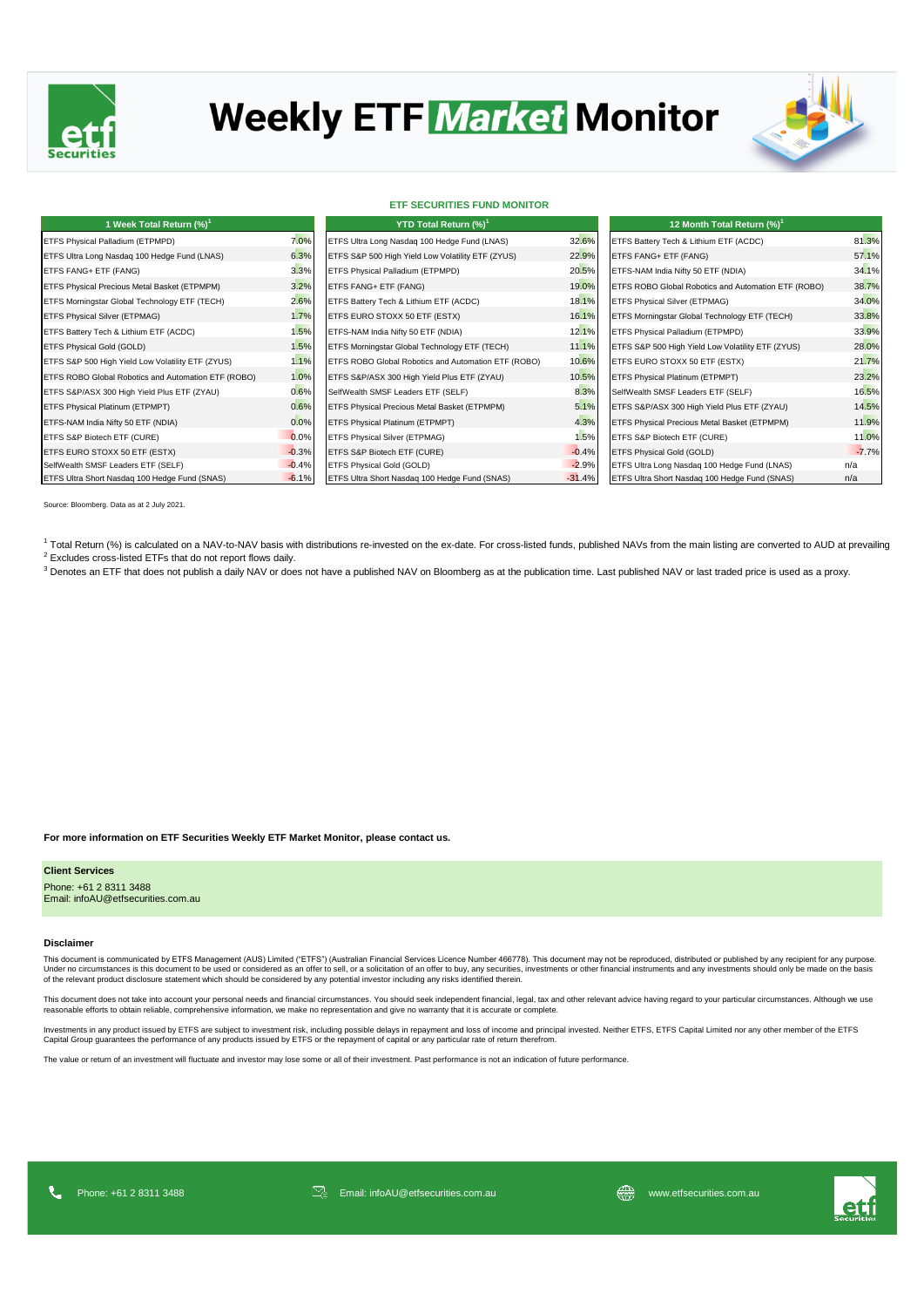# Weekly ETF Market Monitor

## ETF SECURITIES FUND MONITOR

| 1 Week Total Return (%)[1] | |
|---|---|
| ETFS Physical Palladium (ETPMPD) | 7.0% |
| ETFS Ultra Long Nasdaq 100 Hedge Fund (LNAS) | 6.3% |
| ETFS FANG+ ETF (FANG) | 3.3% |
| ETFS Physical Precious Metal Basket (ETPMPM) | 3.2% |
| ETFS Morningstar Global Technology ETF (TECH) | 2.6% |
| ETFS Physical Silver (ETPMAG) | 1.7% |
| ETFS Battery Tech & Lithium ETF (ACDC) | 1.5% |
| ETFS Physical Gold (GOLD) | 1.5% |
| ETFS S&P 500 High Yield Low Volatility ETF (ZYUS) | 1.1% |
| ETFS ROBO Global Robotics and Automation ETF (ROBO) | 1.0% |
| ETFS S&P/ASX 300 High Yield Plus ETF (ZYAU) | 0.6% |
| ETFS Physical Platinum (ETPMPT) | 0.6% |
| ETFS-NAM India Nifty 50 ETF (NDIA) | 0.0% |
| ETFS S&P Biotech ETF (CURE) | 0.0% |
| ETFS EURO STOXX 50 ETF (ESTX) | -0.3% |
| SelfWealth SMSF Leaders ETF (SELF) | -0.4% |
| ETFS Ultra Short Nasdaq 100 Hedge Fund (SNAS) | -6.1% |

| YTD Total Return (%)[1] | |
|---|---|
| ETFS Ultra Long Nasdaq 100 Hedge Fund (LNAS) | 32.6% |
| ETFS S&P 500 High Yield Low Volatility ETF (ZYUS) | 22.9% |
| ETFS Physical Palladium (ETPMPD) | 20.5% |
| ETFS FANG+ ETF (FANG) | 19.0% |
| ETFS Battery Tech & Lithium ETF (ACDC) | 18.1% |
| ETFS EURO STOXX 50 ETF (ESTX) | 16.1% |
| ETFS-NAM India Nifty 50 ETF (NDIA) | 12.1% |
| ETFS Morningstar Global Technology ETF (TECH) | 11.1% |
| ETFS ROBO Global Robotics and Automation ETF (ROBO) | 10.6% |
| ETFS S&P/ASX 300 High Yield Plus ETF (ZYAU) | 10.5% |
| SelfWealth SMSF Leaders ETF (SELF) | 8.3% |
| ETFS Physical Precious Metal Basket (ETPMPM) | 5.1% |
| ETFS Physical Platinum (ETPMPT) | 4.3% |
| ETFS Physical Silver (ETPMAG) | 1.5% |
| ETFS S&P Biotech ETF (CURE) | -0.4% |
| ETFS Physical Gold (GOLD) | -2.9% |
| ETFS Ultra Short Nasdaq 100 Hedge Fund (SNAS) | -31.4% |

| 12 Month Total Return (%)[1] | |
|---|---|
| ETFS Battery Tech & Lithium ETF (ACDC) | 81.3% |
| ETFS FANG+ ETF (FANG) | 57.1% |
| ETFS-NAM India Nifty 50 ETF (NDIA) | 34.1% |
| ETFS ROBO Global Robotics and Automation ETF (ROBO) | 38.7% |
| ETFS Physical Silver (ETPMAG) | 34.0% |
| ETFS Morningstar Global Technology ETF (TECH) | 33.8% |
| ETFS Physical Palladium (ETPMPD) | 33.9% |
| ETFS S&P 500 High Yield Low Volatility ETF (ZYUS) | 28.0% |
| ETFS EURO STOXX 50 ETF (ESTX) | 21.7% |
| ETFS Physical Platinum (ETPMPT) | 23.2% |
| SelfWealth SMSF Leaders ETF (SELF) | 16.5% |
| ETFS S&P/ASX 300 High Yield Plus ETF (ZYAU) | 14.5% |
| ETFS Physical Precious Metal Basket (ETPMPM) | 11.9% |
| ETFS S&P Biotech ETF (CURE) | 11.0% |
| ETFS Physical Gold (GOLD) | -7.7% |
| ETFS Ultra Long Nasdaq 100 Hedge Fund (LNAS) | n/a |
| ETFS Ultra Short Nasdaq 100 Hedge Fund (SNAS) | n/a |

Source: Bloomberg. Data as at 2 July 2021.

[1] Total Return (%) is calculated on a NAV-to-NAV basis with distributions re-invested on the ex-date. For cross-listed funds, published NAVs from the main listing are converted to AUD at prevailing

[2] Excludes cross-listed ETFs that do not report flows daily.

[3] Denotes an ETF that does not publish a daily NAV or does not have a published NAV on Bloomberg as at the publication time. Last published NAV or last traded price is used as a proxy.

**For more information on ETF Securities Weekly ETF Market Monitor, please contact us.**

**Client Services**

Phone: +61 2 8311 3488
Email: infoAU@etfsecurities.com.au

### Disclaimer

This document is communicated by ETFS Management (AUS) Limited ("ETFS") (Australian Financial Services Licence Number 466778). This document may not be reproduced, distributed or published by any recipient for any purpose. Under no circumstances is this document to be used or considered as an offer to sell, or a solicitation of an offer to buy, any securities, investments or other financial instruments and any investments should only be made on the basis of the relevant product disclosure statement which should be considered by any potential investor including any risks identified therein.

This document does not take into account your personal needs and financial circumstances. You should seek independent financial, legal, tax and other relevant advice having regard to your particular circumstances. Although we use reasonable efforts to obtain reliable, comprehensive information, we make no representation and give no warranty that it is accurate or complete.

Investments in any product issued by ETFS are subject to investment risk, including possible delays in repayment and loss of income and principal invested. Neither ETFS, ETFS Capital Limited nor any other member of the ETFS Capital Group guarantees the performance of any products issued by ETFS or the repayment of capital or any particular rate of return therefrom.

The value or return of an investment will fluctuate and investor may lose some or all of their investment. Past performance is not an indication of future performance.

Phone: +61 2 8311 3488 Email: infoAU@etfsecurities.com.au www.etfsecurities.com.au